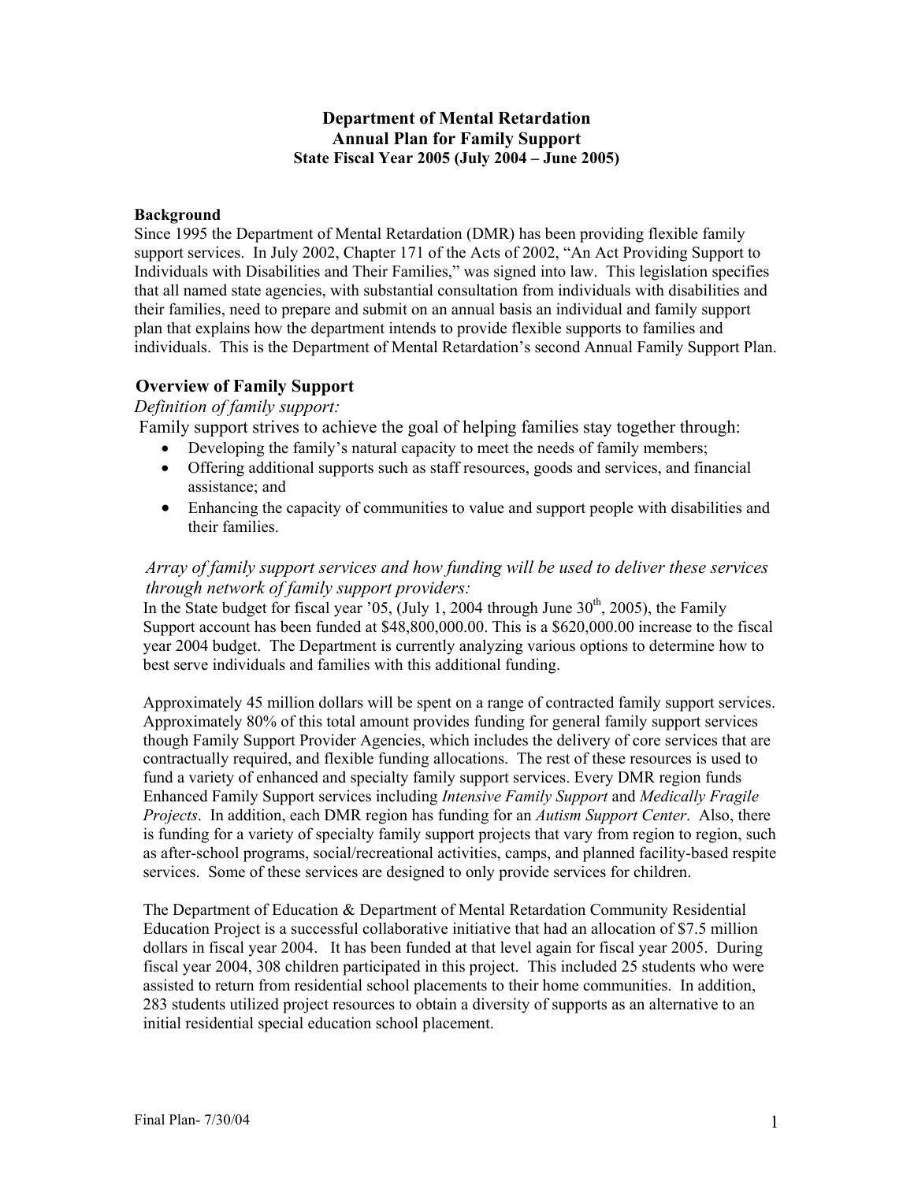# Department of Mental Retardation
# Annual Plan for Family Support
### State Fiscal Year 2005 (July 2004 – June 2005)

**Background**

Since 1995 the Department of Mental Retardation (DMR) has been providing flexible family support services. In July 2002, Chapter 171 of the Acts of 2002, "An Act Providing Support to Individuals with Disabilities and Their Families," was signed into law. This legislation specifies that all named state agencies, with substantial consultation from individuals with disabilities and their families, need to prepare and submit on an annual basis an individual and family support plan that explains how the department intends to provide flexible supports to families and individuals. This is the Department of Mental Retardation's second Annual Family Support Plan.

## Overview of Family Support

*Definition of family support:*

Family support strives to achieve the goal of helping families stay together through:

- Developing the family's natural capacity to meet the needs of family members;
- Offering additional supports such as staff resources, goods and services, and financial assistance; and
- Enhancing the capacity of communities to value and support people with disabilities and their families.

*Array of family support services and how funding will be used to deliver these services through network of family support providers:*

In the State budget for fiscal year '05, (July 1, 2004 through June 30th, 2005), the Family Support account has been funded at $48,800,000.00. This is a $620,000.00 increase to the fiscal year 2004 budget. The Department is currently analyzing various options to determine how to best serve individuals and families with this additional funding.

Approximately 45 million dollars will be spent on a range of contracted family support services. Approximately 80% of this total amount provides funding for general family support services though Family Support Provider Agencies, which includes the delivery of core services that are contractually required, and flexible funding allocations. The rest of these resources is used to fund a variety of enhanced and specialty family support services. Every DMR region funds Enhanced Family Support services including *Intensive Family Support* and *Medically Fragile Projects*. In addition, each DMR region has funding for an *Autism Support Center*. Also, there is funding for a variety of specialty family support projects that vary from region to region, such as after-school programs, social/recreational activities, camps, and planned facility-based respite services. Some of these services are designed to only provide services for children.

The Department of Education & Department of Mental Retardation Community Residential Education Project is a successful collaborative initiative that had an allocation of $7.5 million dollars in fiscal year 2004. It has been funded at that level again for fiscal year 2005. During fiscal year 2004, 308 children participated in this project. This included 25 students who were assisted to return from residential school placements to their home communities. In addition, 283 students utilized project resources to obtain a diversity of supports as an alternative to an initial residential special education school placement.

Final Plan- 7/30/04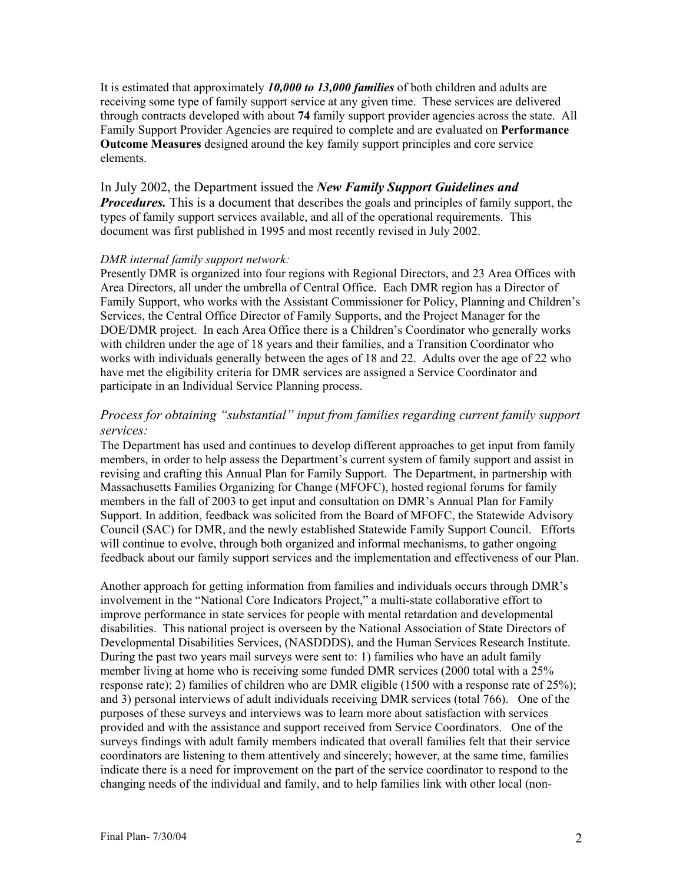It is estimated that approximately ***10,000 to 13,000 families*** of both children and adults are receiving some type of family support service at any given time. These services are delivered through contracts developed with about **74** family support provider agencies across the state. All Family Support Provider Agencies are required to complete and are evaluated on **Performance Outcome Measures** designed around the key family support principles and core service elements.

In July 2002, the Department issued the ***New Family Support Guidelines and Procedures.*** This is a document that describes the goals and principles of family support, the types of family support services available, and all of the operational requirements. This document was first published in 1995 and most recently revised in July 2002.

*DMR internal family support network:*

Presently DMR is organized into four regions with Regional Directors, and 23 Area Offices with Area Directors, all under the umbrella of Central Office. Each DMR region has a Director of Family Support, who works with the Assistant Commissioner for Policy, Planning and Children's Services, the Central Office Director of Family Supports, and the Project Manager for the DOE/DMR project. In each Area Office there is a Children's Coordinator who generally works with children under the age of 18 years and their families, and a Transition Coordinator who works with individuals generally between the ages of 18 and 22. Adults over the age of 22 who have met the eligibility criteria for DMR services are assigned a Service Coordinator and participate in an Individual Service Planning process.

### *Process for obtaining "substantial" input from families regarding current family support services:*

The Department has used and continues to develop different approaches to get input from family members, in order to help assess the Department's current system of family support and assist in revising and crafting this Annual Plan for Family Support. The Department, in partnership with Massachusetts Families Organizing for Change (MFOFC), hosted regional forums for family members in the fall of 2003 to get input and consultation on DMR's Annual Plan for Family Support. In addition, feedback was solicited from the Board of MFOFC, the Statewide Advisory Council (SAC) for DMR, and the newly established Statewide Family Support Council. Efforts will continue to evolve, through both organized and informal mechanisms, to gather ongoing feedback about our family support services and the implementation and effectiveness of our Plan.

Another approach for getting information from families and individuals occurs through DMR's involvement in the "National Core Indicators Project," a multi-state collaborative effort to improve performance in state services for people with mental retardation and developmental disabilities. This national project is overseen by the National Association of State Directors of Developmental Disabilities Services, (NASDDDS), and the Human Services Research Institute. During the past two years mail surveys were sent to: 1) families who have an adult family member living at home who is receiving some funded DMR services (2000 total with a 25% response rate); 2) families of children who are DMR eligible (1500 with a response rate of 25%); and 3) personal interviews of adult individuals receiving DMR services (total 766). One of the purposes of these surveys and interviews was to learn more about satisfaction with services provided and with the assistance and support received from Service Coordinators. One of the surveys findings with adult family members indicated that overall families felt that their service coordinators are listening to them attentively and sincerely; however, at the same time, families indicate there is a need for improvement on the part of the service coordinator to respond to the changing needs of the individual and family, and to help families link with other local (non-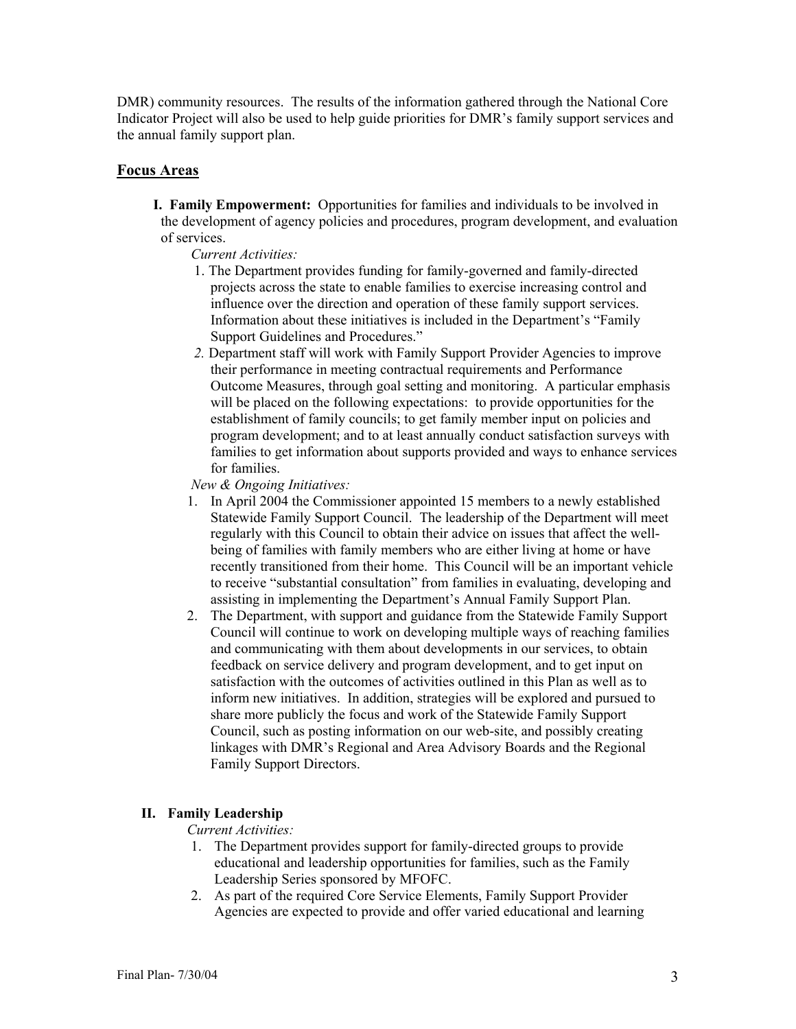DMR) community resources. The results of the information gathered through the National Core Indicator Project will also be used to help guide priorities for DMR's family support services and the annual family support plan.

## Focus Areas

**I. Family Empowerment:** Opportunities for families and individuals to be involved in the development of agency policies and procedures, program development, and evaluation of services.

*Current Activities:*

1. The Department provides funding for family-governed and family-directed projects across the state to enable families to exercise increasing control and influence over the direction and operation of these family support services. Information about these initiatives is included in the Department's "Family Support Guidelines and Procedures."
2. Department staff will work with Family Support Provider Agencies to improve their performance in meeting contractual requirements and Performance Outcome Measures, through goal setting and monitoring. A particular emphasis will be placed on the following expectations: to provide opportunities for the establishment of family councils; to get family member input on policies and program development; and to at least annually conduct satisfaction surveys with families to get information about supports provided and ways to enhance services for families.

*New & Ongoing Initiatives:*

1. In April 2004 the Commissioner appointed 15 members to a newly established Statewide Family Support Council. The leadership of the Department will meet regularly with this Council to obtain their advice on issues that affect the well-being of families with family members who are either living at home or have recently transitioned from their home. This Council will be an important vehicle to receive "substantial consultation" from families in evaluating, developing and assisting in implementing the Department's Annual Family Support Plan.
2. The Department, with support and guidance from the Statewide Family Support Council will continue to work on developing multiple ways of reaching families and communicating with them about developments in our services, to obtain feedback on service delivery and program development, and to get input on satisfaction with the outcomes of activities outlined in this Plan as well as to inform new initiatives. In addition, strategies will be explored and pursued to share more publicly the focus and work of the Statewide Family Support Council, such as posting information on our web-site, and possibly creating linkages with DMR's Regional and Area Advisory Boards and the Regional Family Support Directors.

**II. Family Leadership**

*Current Activities:*

1. The Department provides support for family-directed groups to provide educational and leadership opportunities for families, such as the Family Leadership Series sponsored by MFOFC.
2. As part of the required Core Service Elements, Family Support Provider Agencies are expected to provide and offer varied educational and learning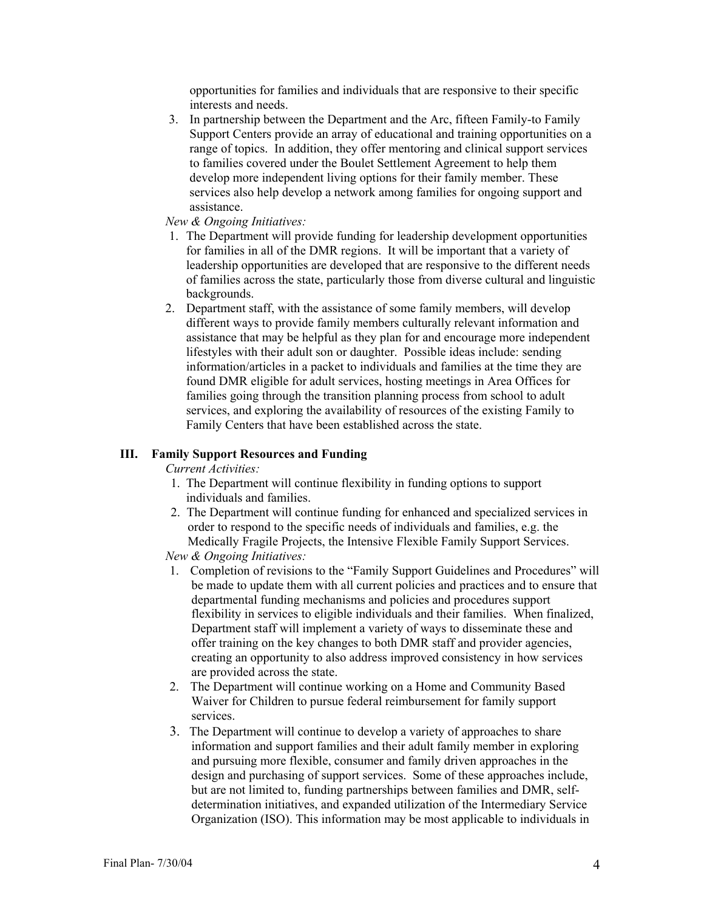opportunities for families and individuals that are responsive to their specific interests and needs.

3. In partnership between the Department and the Arc, fifteen Family-to Family Support Centers provide an array of educational and training opportunities on a range of topics. In addition, they offer mentoring and clinical support services to families covered under the Boulet Settlement Agreement to help them develop more independent living options for their family member. These services also help develop a network among families for ongoing support and assistance.

*New & Ongoing Initiatives:*

1. The Department will provide funding for leadership development opportunities for families in all of the DMR regions. It will be important that a variety of leadership opportunities are developed that are responsive to the different needs of families across the state, particularly those from diverse cultural and linguistic backgrounds.
2. Department staff, with the assistance of some family members, will develop different ways to provide family members culturally relevant information and assistance that may be helpful as they plan for and encourage more independent lifestyles with their adult son or daughter. Possible ideas include: sending information/articles in a packet to individuals and families at the time they are found DMR eligible for adult services, hosting meetings in Area Offices for families going through the transition planning process from school to adult services, and exploring the availability of resources of the existing Family to Family Centers that have been established across the state.

## III. Family Support Resources and Funding

*Current Activities:*

1. The Department will continue flexibility in funding options to support individuals and families.
2. The Department will continue funding for enhanced and specialized services in order to respond to the specific needs of individuals and families, e.g. the Medically Fragile Projects, the Intensive Flexible Family Support Services.

*New & Ongoing Initiatives:*

1. Completion of revisions to the "Family Support Guidelines and Procedures" will be made to update them with all current policies and practices and to ensure that departmental funding mechanisms and policies and procedures support flexibility in services to eligible individuals and their families. When finalized, Department staff will implement a variety of ways to disseminate these and offer training on the key changes to both DMR staff and provider agencies, creating an opportunity to also address improved consistency in how services are provided across the state.
2. The Department will continue working on a Home and Community Based Waiver for Children to pursue federal reimbursement for family support services.
3. The Department will continue to develop a variety of approaches to share information and support families and their adult family member in exploring and pursuing more flexible, consumer and family driven approaches in the design and purchasing of support services. Some of these approaches include, but are not limited to, funding partnerships between families and DMR, self-determination initiatives, and expanded utilization of the Intermediary Service Organization (ISO). This information may be most applicable to individuals in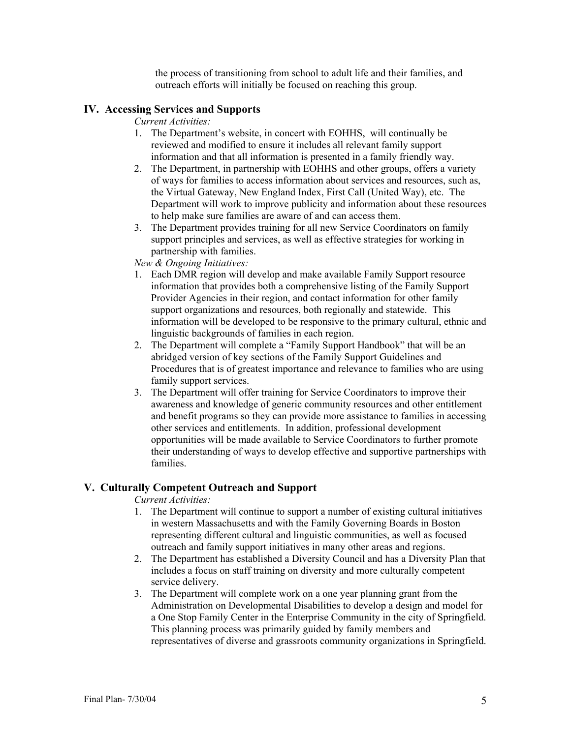the process of transitioning from school to adult life and their families, and outreach efforts will initially be focused on reaching this group.

## IV. Accessing Services and Supports

*Current Activities:*

1. The Department's website, in concert with EOHHS, will continually be reviewed and modified to ensure it includes all relevant family support information and that all information is presented in a family friendly way.
2. The Department, in partnership with EOHHS and other groups, offers a variety of ways for families to access information about services and resources, such as, the Virtual Gateway, New England Index, First Call (United Way), etc. The Department will work to improve publicity and information about these resources to help make sure families are aware of and can access them.
3. The Department provides training for all new Service Coordinators on family support principles and services, as well as effective strategies for working in partnership with families.

*New & Ongoing Initiatives:*

1. Each DMR region will develop and make available Family Support resource information that provides both a comprehensive listing of the Family Support Provider Agencies in their region, and contact information for other family support organizations and resources, both regionally and statewide. This information will be developed to be responsive to the primary cultural, ethnic and linguistic backgrounds of families in each region.
2. The Department will complete a "Family Support Handbook" that will be an abridged version of key sections of the Family Support Guidelines and Procedures that is of greatest importance and relevance to families who are using family support services.
3. The Department will offer training for Service Coordinators to improve their awareness and knowledge of generic community resources and other entitlement and benefit programs so they can provide more assistance to families in accessing other services and entitlements. In addition, professional development opportunities will be made available to Service Coordinators to further promote their understanding of ways to develop effective and supportive partnerships with families.

## V. Culturally Competent Outreach and Support

*Current Activities:*

1. The Department will continue to support a number of existing cultural initiatives in western Massachusetts and with the Family Governing Boards in Boston representing different cultural and linguistic communities, as well as focused outreach and family support initiatives in many other areas and regions.
2. The Department has established a Diversity Council and has a Diversity Plan that includes a focus on staff training on diversity and more culturally competent service delivery.
3. The Department will complete work on a one year planning grant from the Administration on Developmental Disabilities to develop a design and model for a One Stop Family Center in the Enterprise Community in the city of Springfield. This planning process was primarily guided by family members and representatives of diverse and grassroots community organizations in Springfield.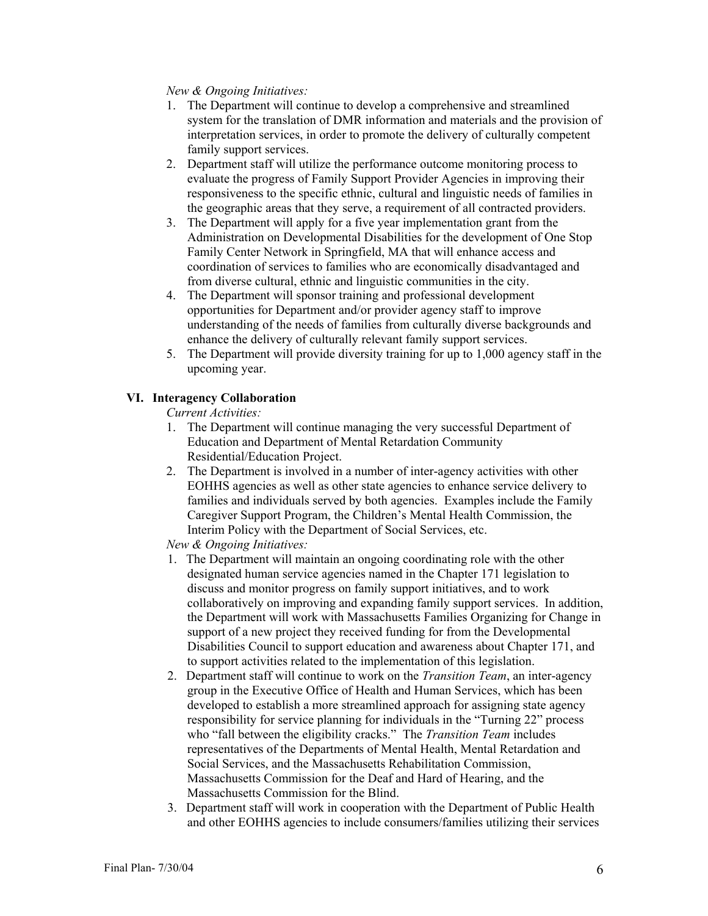*New & Ongoing Initiatives:*

1. The Department will continue to develop a comprehensive and streamlined system for the translation of DMR information and materials and the provision of interpretation services, in order to promote the delivery of culturally competent family support services.
2. Department staff will utilize the performance outcome monitoring process to evaluate the progress of Family Support Provider Agencies in improving their responsiveness to the specific ethnic, cultural and linguistic needs of families in the geographic areas that they serve, a requirement of all contracted providers.
3. The Department will apply for a five year implementation grant from the Administration on Developmental Disabilities for the development of One Stop Family Center Network in Springfield, MA that will enhance access and coordination of services to families who are economically disadvantaged and from diverse cultural, ethnic and linguistic communities in the city.
4. The Department will sponsor training and professional development opportunities for Department and/or provider agency staff to improve understanding of the needs of families from culturally diverse backgrounds and enhance the delivery of culturally relevant family support services.
5. The Department will provide diversity training for up to 1,000 agency staff in the upcoming year.

## VI. Interagency Collaboration

*Current Activities:*

1. The Department will continue managing the very successful Department of Education and Department of Mental Retardation Community Residential/Education Project.
2. The Department is involved in a number of inter-agency activities with other EOHHS agencies as well as other state agencies to enhance service delivery to families and individuals served by both agencies. Examples include the Family Caregiver Support Program, the Children's Mental Health Commission, the Interim Policy with the Department of Social Services, etc.

*New & Ongoing Initiatives:*

1. The Department will maintain an ongoing coordinating role with the other designated human service agencies named in the Chapter 171 legislation to discuss and monitor progress on family support initiatives, and to work collaboratively on improving and expanding family support services. In addition, the Department will work with Massachusetts Families Organizing for Change in support of a new project they received funding for from the Developmental Disabilities Council to support education and awareness about Chapter 171, and to support activities related to the implementation of this legislation.
2. Department staff will continue to work on the *Transition Team*, an inter-agency group in the Executive Office of Health and Human Services, which has been developed to establish a more streamlined approach for assigning state agency responsibility for service planning for individuals in the "Turning 22" process who "fall between the eligibility cracks." The *Transition Team* includes representatives of the Departments of Mental Health, Mental Retardation and Social Services, and the Massachusetts Rehabilitation Commission, Massachusetts Commission for the Deaf and Hard of Hearing, and the Massachusetts Commission for the Blind.
3. Department staff will work in cooperation with the Department of Public Health and other EOHHS agencies to include consumers/families utilizing their services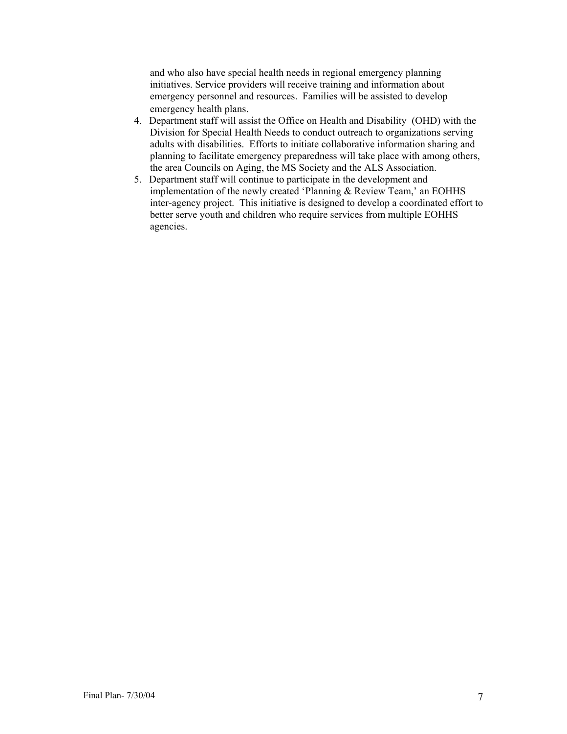and who also have special health needs in regional emergency planning initiatives. Service providers will receive training and information about emergency personnel and resources. Families will be assisted to develop emergency health plans.

4. Department staff will assist the Office on Health and Disability (OHD) with the Division for Special Health Needs to conduct outreach to organizations serving adults with disabilities. Efforts to initiate collaborative information sharing and planning to facilitate emergency preparedness will take place with among others, the area Councils on Aging, the MS Society and the ALS Association.
5. Department staff will continue to participate in the development and implementation of the newly created 'Planning & Review Team,' an EOHHS inter-agency project. This initiative is designed to develop a coordinated effort to better serve youth and children who require services from multiple EOHHS agencies.